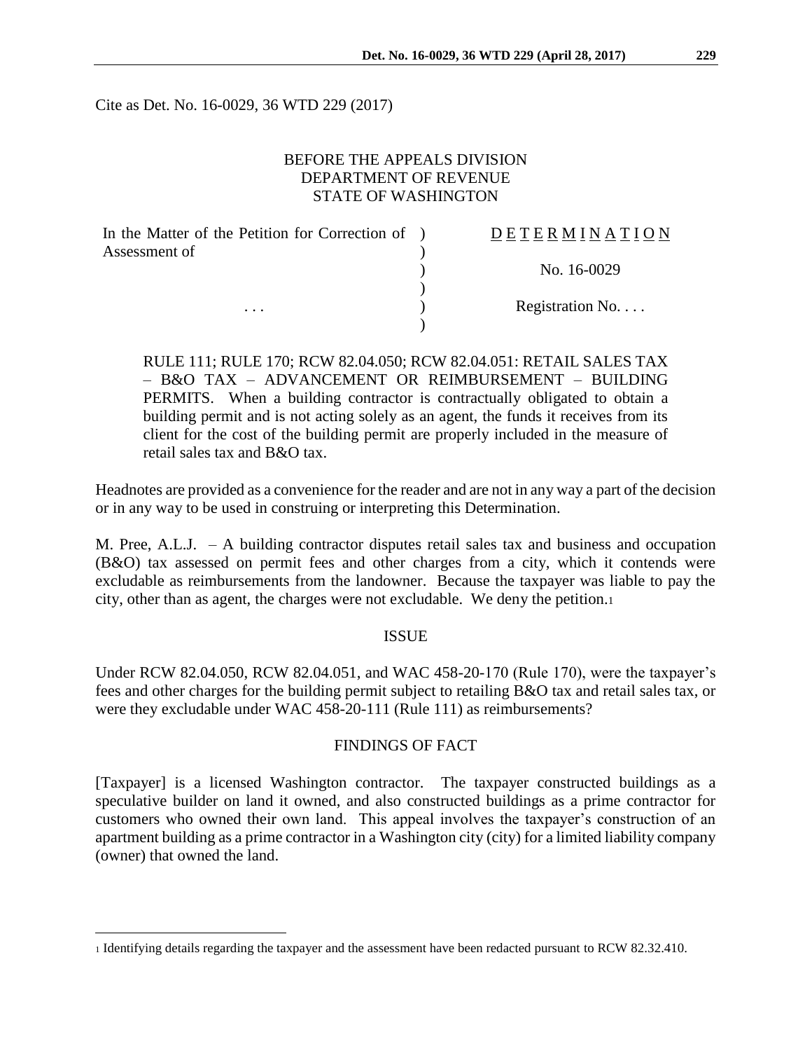Cite as Det. No. 16-0029, 36 WTD 229 (2017)

BEFORE THE APPEALS DIVISION
DEPARTMENT OF REVENUE
STATE OF WASHINGTON

| In the Matter of the Petition for Correction of Assessment of | D E T E R M I N A T I O N |
|---|---|
| | No. 16-0029 |
| . . . | Registration No. . . . |

RULE 111; RULE 170; RCW 82.04.050; RCW 82.04.051: RETAIL SALES TAX – B&O TAX – ADVANCEMENT OR REIMBURSEMENT – BUILDING PERMITS. When a building contractor is contractually obligated to obtain a building permit and is not acting solely as an agent, the funds it receives from its client for the cost of the building permit are properly included in the measure of retail sales tax and B&O tax.

Headnotes are provided as a convenience for the reader and are not in any way a part of the decision or in any way to be used in construing or interpreting this Determination.

M. Pree, A.L.J. – A building contractor disputes retail sales tax and business and occupation (B&O) tax assessed on permit fees and other charges from a city, which it contends were excludable as reimbursements from the landowner. Because the taxpayer was liable to pay the city, other than as agent, the charges were not excludable. We deny the petition.[1]

## ISSUE

Under RCW 82.04.050, RCW 82.04.051, and WAC 458-20-170 (Rule 170), were the taxpayer's fees and other charges for the building permit subject to retailing B&O tax and retail sales tax, or were they excludable under WAC 458-20-111 (Rule 111) as reimbursements?

## FINDINGS OF FACT

[Taxpayer] is a licensed Washington contractor. The taxpayer constructed buildings as a speculative builder on land it owned, and also constructed buildings as a prime contractor for customers who owned their own land. This appeal involves the taxpayer's construction of an apartment building as a prime contractor in a Washington city (city) for a limited liability company (owner) that owned the land.

---

[1] Identifying details regarding the taxpayer and the assessment have been redacted pursuant to RCW 82.32.410.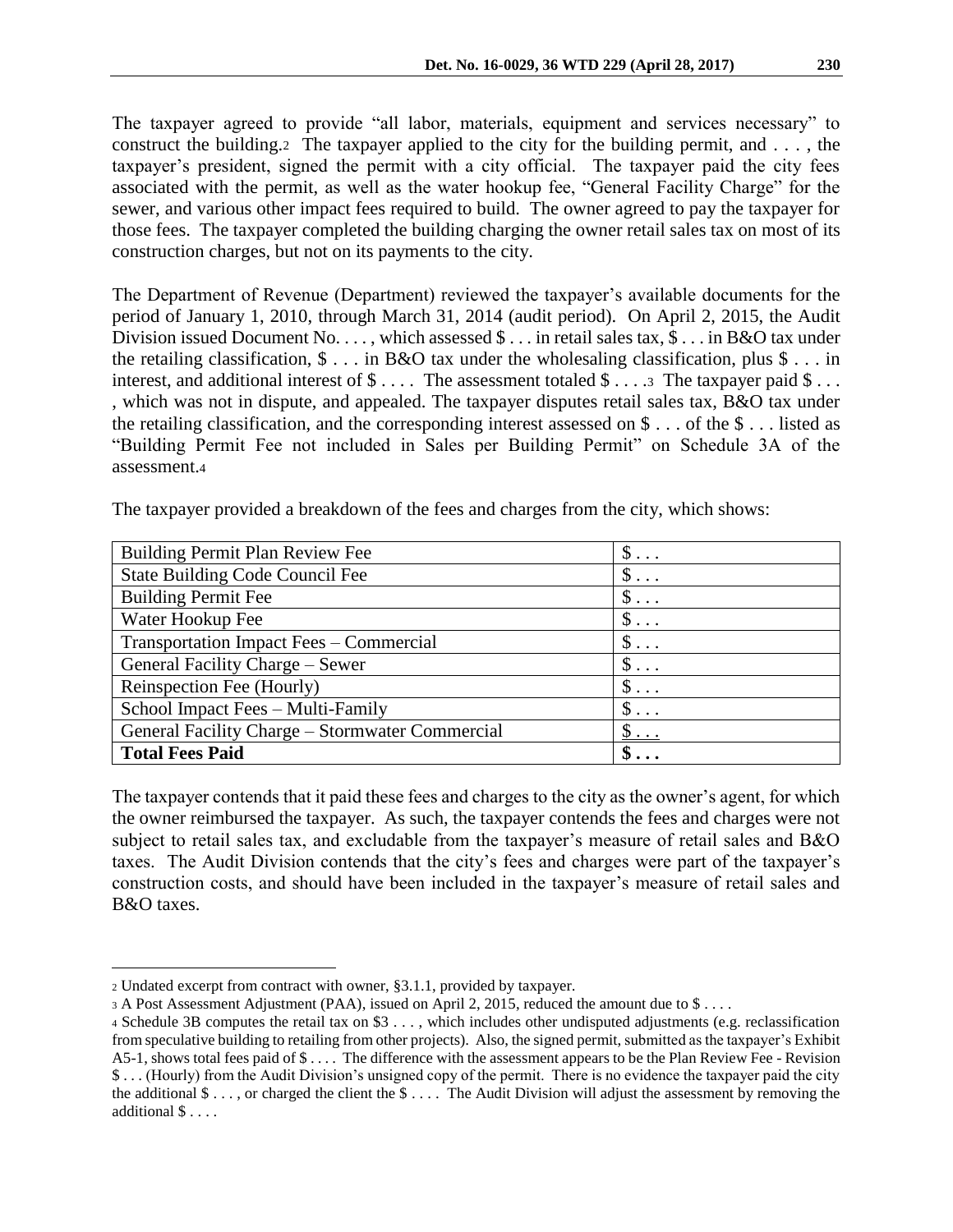The taxpayer agreed to provide "all labor, materials, equipment and services necessary" to construct the building.[2] The taxpayer applied to the city for the building permit, and . . . , the taxpayer's president, signed the permit with a city official. The taxpayer paid the city fees associated with the permit, as well as the water hookup fee, "General Facility Charge" for the sewer, and various other impact fees required to build. The owner agreed to pay the taxpayer for those fees. The taxpayer completed the building charging the owner retail sales tax on most of its construction charges, but not on its payments to the city.

The Department of Revenue (Department) reviewed the taxpayer's available documents for the period of January 1, 2010, through March 31, 2014 (audit period). On April 2, 2015, the Audit Division issued Document No. . . . , which assessed $ . . . in retail sales tax, $ . . . in B&O tax under the retailing classification, $ . . . in B&O tax under the wholesaling classification, plus $ . . . in interest, and additional interest of $ . . . . The assessment totaled $ . . . .[3] The taxpayer paid $ . . . , which was not in dispute, and appealed. The taxpayer disputes retail sales tax, B&O tax under the retailing classification, and the corresponding interest assessed on $ . . . of the $ . . . listed as "Building Permit Fee not included in Sales per Building Permit" on Schedule 3A of the assessment.[4]

The taxpayer provided a breakdown of the fees and charges from the city, which shows:

| | |
|---|---|
| Building Permit Plan Review Fee | $ . . . |
| State Building Code Council Fee | $ . . . |
| Building Permit Fee | $ . . . |
| Water Hookup Fee | $ . . . |
| Transportation Impact Fees – Commercial | $ . . . |
| General Facility Charge – Sewer | $ . . . |
| Reinspection Fee (Hourly) | $ . . . |
| School Impact Fees – Multi-Family | $ . . . |
| General Facility Charge – Stormwater Commercial | $ . . . |
| **Total Fees Paid** | **$ . . .** |

The taxpayer contends that it paid these fees and charges to the city as the owner's agent, for which the owner reimbursed the taxpayer. As such, the taxpayer contends the fees and charges were not subject to retail sales tax, and excludable from the taxpayer's measure of retail sales and B&O taxes. The Audit Division contends that the city's fees and charges were part of the taxpayer's construction costs, and should have been included in the taxpayer's measure of retail sales and B&O taxes.

---

[2] Undated excerpt from contract with owner, §3.1.1, provided by taxpayer.

[3] A Post Assessment Adjustment (PAA), issued on April 2, 2015, reduced the amount due to $ . . . .

[4] Schedule 3B computes the retail tax on $3 . . . , which includes other undisputed adjustments (e.g. reclassification from speculative building to retailing from other projects). Also, the signed permit, submitted as the taxpayer's Exhibit A5-1, shows total fees paid of $ . . . . The difference with the assessment appears to be the Plan Review Fee - Revision $ . . . (Hourly) from the Audit Division's unsigned copy of the permit. There is no evidence the taxpayer paid the city the additional $ . . . , or charged the client the $ . . . . The Audit Division will adjust the assessment by removing the additional $ . . . .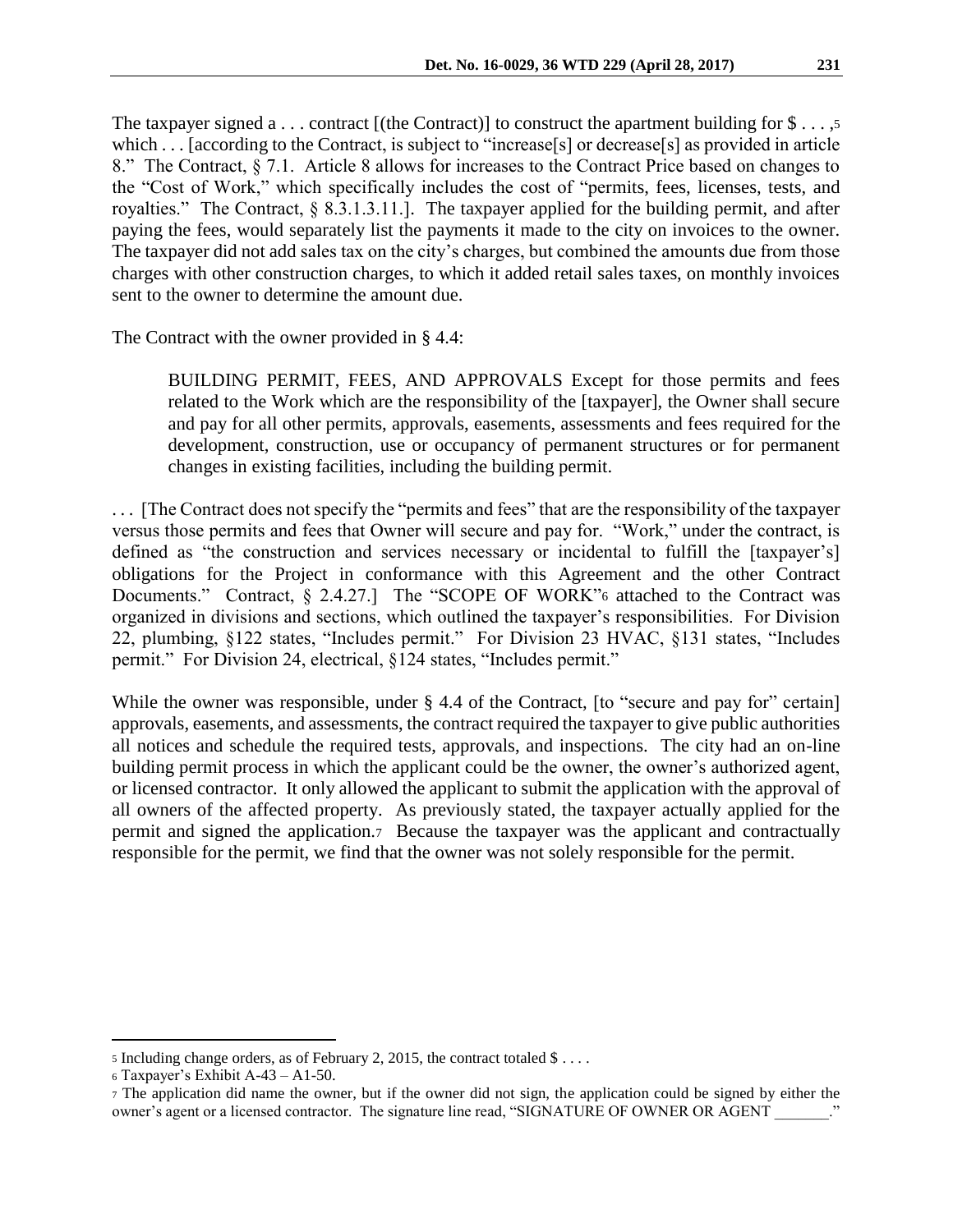The taxpayer signed a . . . contract [(the Contract)] to construct the apartment building for $ . . . ,[5] which . . . [according to the Contract, is subject to "increase[s] or decrease[s] as provided in article 8." The Contract, § 7.1. Article 8 allows for increases to the Contract Price based on changes to the "Cost of Work," which specifically includes the cost of "permits, fees, licenses, tests, and royalties." The Contract, § 8.3.1.3.11.]. The taxpayer applied for the building permit, and after paying the fees, would separately list the payments it made to the city on invoices to the owner. The taxpayer did not add sales tax on the city's charges, but combined the amounts due from those charges with other construction charges, to which it added retail sales taxes, on monthly invoices sent to the owner to determine the amount due.

The Contract with the owner provided in § 4.4:

> BUILDING PERMIT, FEES, AND APPROVALS Except for those permits and fees related to the Work which are the responsibility of the [taxpayer], the Owner shall secure and pay for all other permits, approvals, easements, assessments and fees required for the development, construction, use or occupancy of permanent structures or for permanent changes in existing facilities, including the building permit.

. . . [The Contract does not specify the "permits and fees" that are the responsibility of the taxpayer versus those permits and fees that Owner will secure and pay for. "Work," under the contract, is defined as "the construction and services necessary or incidental to fulfill the [taxpayer's] obligations for the Project in conformance with this Agreement and the other Contract Documents." Contract, § 2.4.27.] The "SCOPE OF WORK"[6] attached to the Contract was organized in divisions and sections, which outlined the taxpayer's responsibilities. For Division 22, plumbing, §122 states, "Includes permit." For Division 23 HVAC, §131 states, "Includes permit." For Division 24, electrical, §124 states, "Includes permit."

While the owner was responsible, under § 4.4 of the Contract, [to "secure and pay for" certain] approvals, easements, and assessments, the contract required the taxpayer to give public authorities all notices and schedule the required tests, approvals, and inspections. The city had an on-line building permit process in which the applicant could be the owner, the owner's authorized agent, or licensed contractor. It only allowed the applicant to submit the application with the approval of all owners of the affected property. As previously stated, the taxpayer actually applied for the permit and signed the application.[7] Because the taxpayer was the applicant and contractually responsible for the permit, we find that the owner was not solely responsible for the permit.

---

[5] Including change orders, as of February 2, 2015, the contract totaled $ . . . .

[6] Taxpayer's Exhibit A-43 – A1-50.

[7] The application did name the owner, but if the owner did not sign, the application could be signed by either the owner's agent or a licensed contractor. The signature line read, "SIGNATURE OF OWNER OR AGENT _______."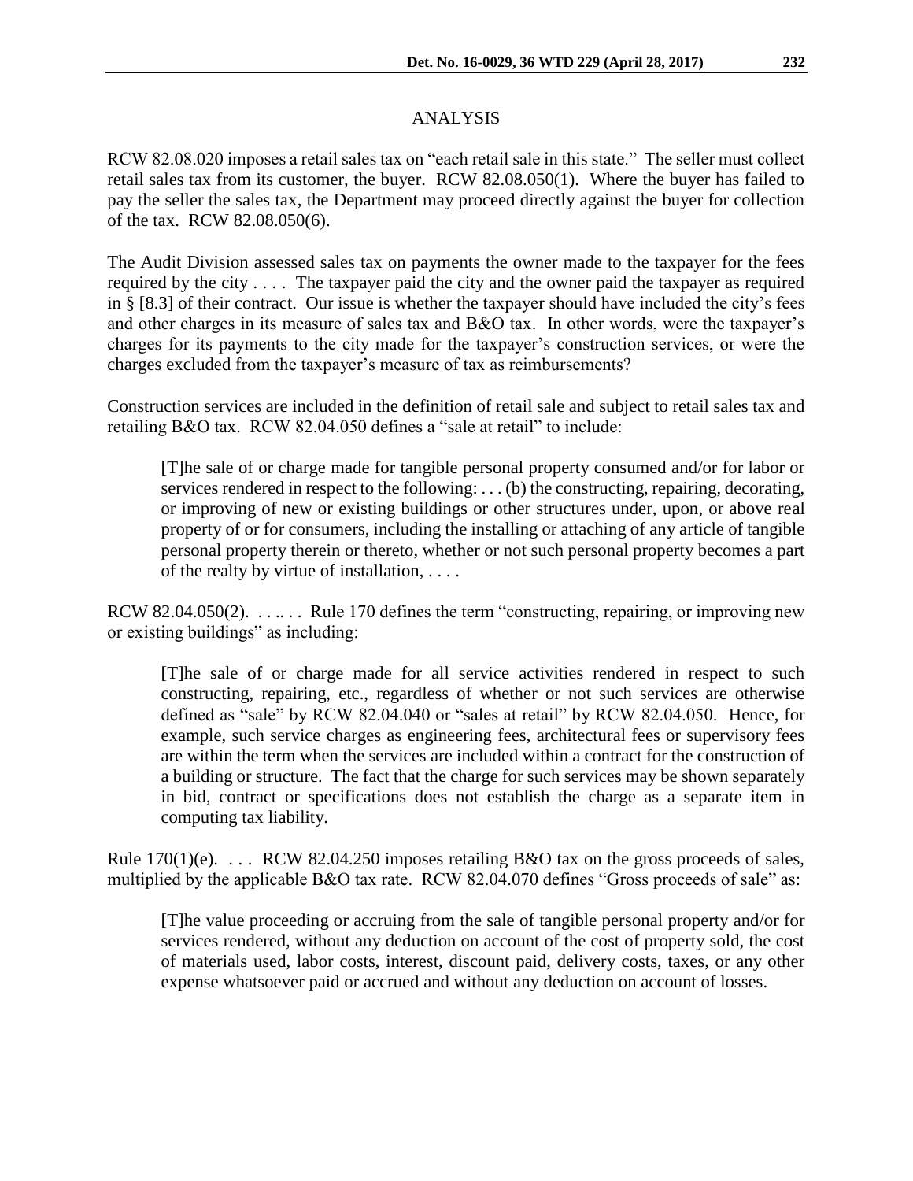## ANALYSIS

RCW 82.08.020 imposes a retail sales tax on "each retail sale in this state." The seller must collect retail sales tax from its customer, the buyer. RCW 82.08.050(1). Where the buyer has failed to pay the seller the sales tax, the Department may proceed directly against the buyer for collection of the tax. RCW 82.08.050(6).

The Audit Division assessed sales tax on payments the owner made to the taxpayer for the fees required by the city . . . . The taxpayer paid the city and the owner paid the taxpayer as required in § [8.3] of their contract. Our issue is whether the taxpayer should have included the city's fees and other charges in its measure of sales tax and B&O tax. In other words, were the taxpayer's charges for its payments to the city made for the taxpayer's construction services, or were the charges excluded from the taxpayer's measure of tax as reimbursements?

Construction services are included in the definition of retail sale and subject to retail sales tax and retailing B&O tax. RCW 82.04.050 defines a "sale at retail" to include:

> [T]he sale of or charge made for tangible personal property consumed and/or for labor or services rendered in respect to the following: . . . (b) the constructing, repairing, decorating, or improving of new or existing buildings or other structures under, upon, or above real property of or for consumers, including the installing or attaching of any article of tangible personal property therein or thereto, whether or not such personal property becomes a part of the realty by virtue of installation, . . . .

RCW 82.04.050(2). . . .. . . Rule 170 defines the term "constructing, repairing, or improving new or existing buildings" as including:

> [T]he sale of or charge made for all service activities rendered in respect to such constructing, repairing, etc., regardless of whether or not such services are otherwise defined as "sale" by RCW 82.04.040 or "sales at retail" by RCW 82.04.050. Hence, for example, such service charges as engineering fees, architectural fees or supervisory fees are within the term when the services are included within a contract for the construction of a building or structure. The fact that the charge for such services may be shown separately in bid, contract or specifications does not establish the charge as a separate item in computing tax liability.

Rule 170(1)(e). . . . RCW 82.04.250 imposes retailing B&O tax on the gross proceeds of sales, multiplied by the applicable B&O tax rate. RCW 82.04.070 defines "Gross proceeds of sale" as:

> [T]he value proceeding or accruing from the sale of tangible personal property and/or for services rendered, without any deduction on account of the cost of property sold, the cost of materials used, labor costs, interest, discount paid, delivery costs, taxes, or any other expense whatsoever paid or accrued and without any deduction on account of losses.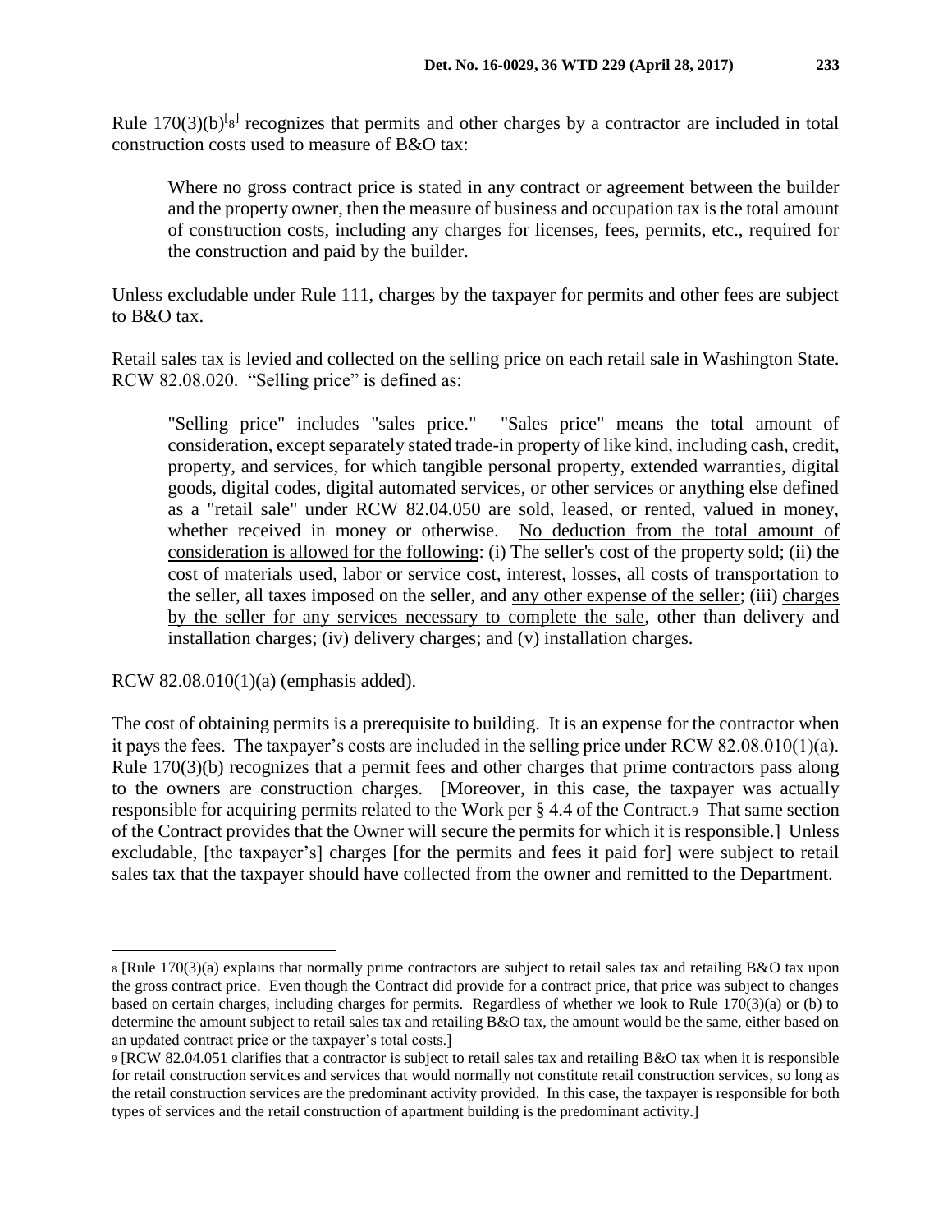Rule 170(3)(b)[8] recognizes that permits and other charges by a contractor are included in total construction costs used to measure of B&O tax:

> Where no gross contract price is stated in any contract or agreement between the builder and the property owner, then the measure of business and occupation tax is the total amount of construction costs, including any charges for licenses, fees, permits, etc., required for the construction and paid by the builder.

Unless excludable under Rule 111, charges by the taxpayer for permits and other fees are subject to B&O tax.

Retail sales tax is levied and collected on the selling price on each retail sale in Washington State. RCW 82.08.020. "Selling price" is defined as:

> "Selling price" includes "sales price." "Sales price" means the total amount of consideration, except separately stated trade-in property of like kind, including cash, credit, property, and services, for which tangible personal property, extended warranties, digital goods, digital codes, digital automated services, or other services or anything else defined as a "retail sale" under RCW 82.04.050 are sold, leased, or rented, valued in money, whether received in money or otherwise. <u>No deduction from the total amount of consideration is allowed for the following</u>: (i) The seller's cost of the property sold; (ii) the cost of materials used, labor or service cost, interest, losses, all costs of transportation to the seller, all taxes imposed on the seller, and <u>any other expense of the seller</u>; (iii) <u>charges by the seller for any services necessary to complete the sale</u>, other than delivery and installation charges; (iv) delivery charges; and (v) installation charges.

RCW 82.08.010(1)(a) (emphasis added).

The cost of obtaining permits is a prerequisite to building. It is an expense for the contractor when it pays the fees. The taxpayer's costs are included in the selling price under RCW 82.08.010(1)(a). Rule 170(3)(b) recognizes that a permit fees and other charges that prime contractors pass along to the owners are construction charges. [Moreover, in this case, the taxpayer was actually responsible for acquiring permits related to the Work per § 4.4 of the Contract.[9] That same section of the Contract provides that the Owner will secure the permits for which it is responsible.] Unless excludable, [the taxpayer's] charges [for the permits and fees it paid for] were subject to retail sales tax that the taxpayer should have collected from the owner and remitted to the Department.

---

[8] [Rule 170(3)(a) explains that normally prime contractors are subject to retail sales tax and retailing B&O tax upon the gross contract price. Even though the Contract did provide for a contract price, that price was subject to changes based on certain charges, including charges for permits. Regardless of whether we look to Rule 170(3)(a) or (b) to determine the amount subject to retail sales tax and retailing B&O tax, the amount would be the same, either based on an updated contract price or the taxpayer's total costs.]

[9] [RCW 82.04.051 clarifies that a contractor is subject to retail sales tax and retailing B&O tax when it is responsible for retail construction services and services that would normally not constitute retail construction services, so long as the retail construction services are the predominant activity provided. In this case, the taxpayer is responsible for both types of services and the retail construction of apartment building is the predominant activity.]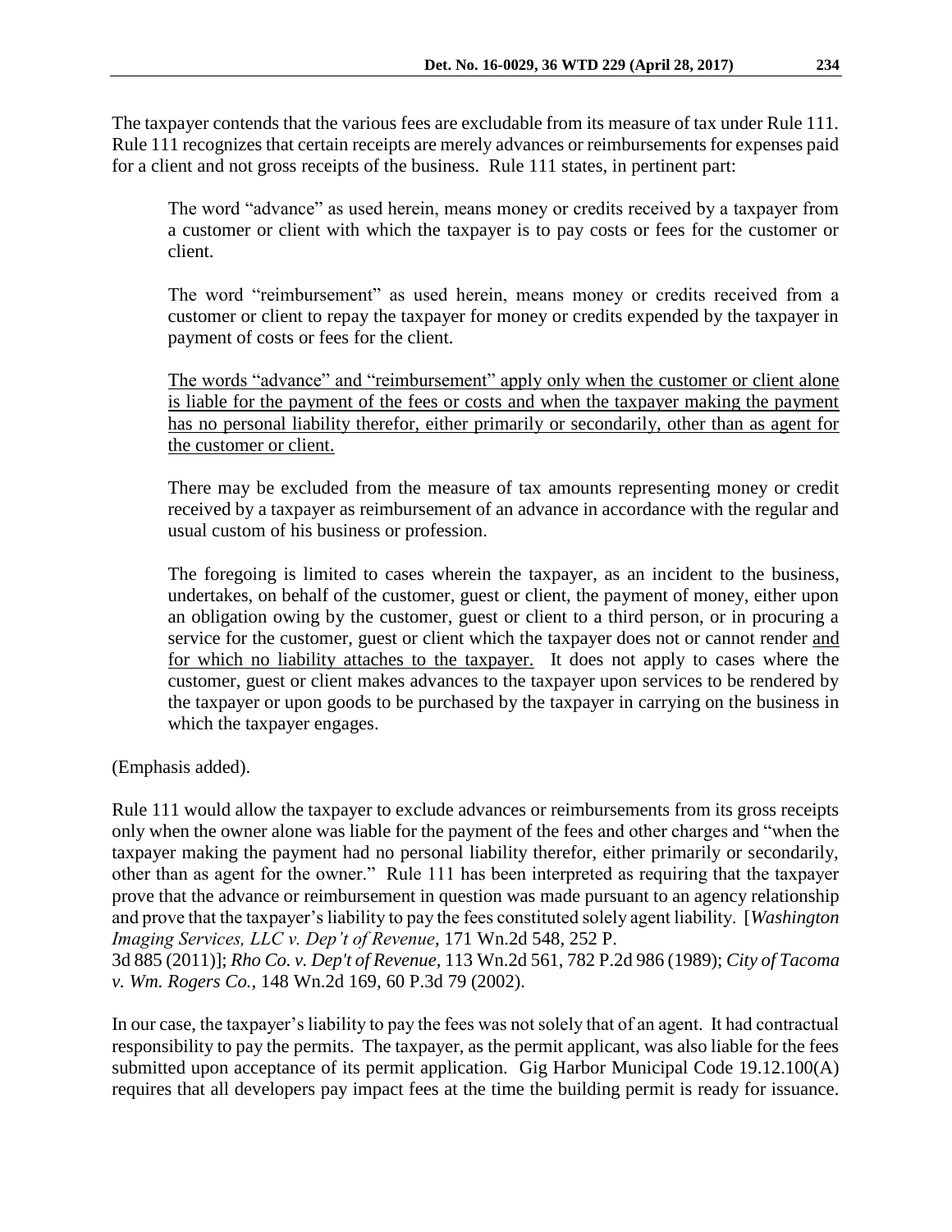The taxpayer contends that the various fees are excludable from its measure of tax under Rule 111. Rule 111 recognizes that certain receipts are merely advances or reimbursements for expenses paid for a client and not gross receipts of the business. Rule 111 states, in pertinent part:

> The word "advance" as used herein, means money or credits received by a taxpayer from a customer or client with which the taxpayer is to pay costs or fees for the customer or client.
>
> The word "reimbursement" as used herein, means money or credits received from a customer or client to repay the taxpayer for money or credits expended by the taxpayer in payment of costs or fees for the client.
>
> <u>The words "advance" and "reimbursement" apply only when the customer or client alone is liable for the payment of the fees or costs and when the taxpayer making the payment has no personal liability therefor, either primarily or secondarily, other than as agent for the customer or client.</u>
>
> There may be excluded from the measure of tax amounts representing money or credit received by a taxpayer as reimbursement of an advance in accordance with the regular and usual custom of his business or profession.
>
> The foregoing is limited to cases wherein the taxpayer, as an incident to the business, undertakes, on behalf of the customer, guest or client, the payment of money, either upon an obligation owing by the customer, guest or client to a third person, or in procuring a service for the customer, guest or client which the taxpayer does not or cannot render <u>and for which no liability attaches to the taxpayer.</u> It does not apply to cases where the customer, guest or client makes advances to the taxpayer upon services to be rendered by the taxpayer or upon goods to be purchased by the taxpayer in carrying on the business in which the taxpayer engages.

(Emphasis added).

Rule 111 would allow the taxpayer to exclude advances or reimbursements from its gross receipts only when the owner alone was liable for the payment of the fees and other charges and "when the taxpayer making the payment had no personal liability therefor, either primarily or secondarily, other than as agent for the owner." Rule 111 has been interpreted as requiring that the taxpayer prove that the advance or reimbursement in question was made pursuant to an agency relationship and prove that the taxpayer's liability to pay the fees constituted solely agent liability. [*Washington Imaging Services, LLC v. Dep't of Revenue*, 171 Wn.2d 548, 252 P.3d 885 (2011)]; *Rho Co. v. Dep't of Revenue*, 113 Wn.2d 561, 782 P.2d 986 (1989); *City of Tacoma v. Wm. Rogers Co.*, 148 Wn.2d 169, 60 P.3d 79 (2002).

In our case, the taxpayer's liability to pay the fees was not solely that of an agent. It had contractual responsibility to pay the permits. The taxpayer, as the permit applicant, was also liable for the fees submitted upon acceptance of its permit application. Gig Harbor Municipal Code 19.12.100(A) requires that all developers pay impact fees at the time the building permit is ready for issuance.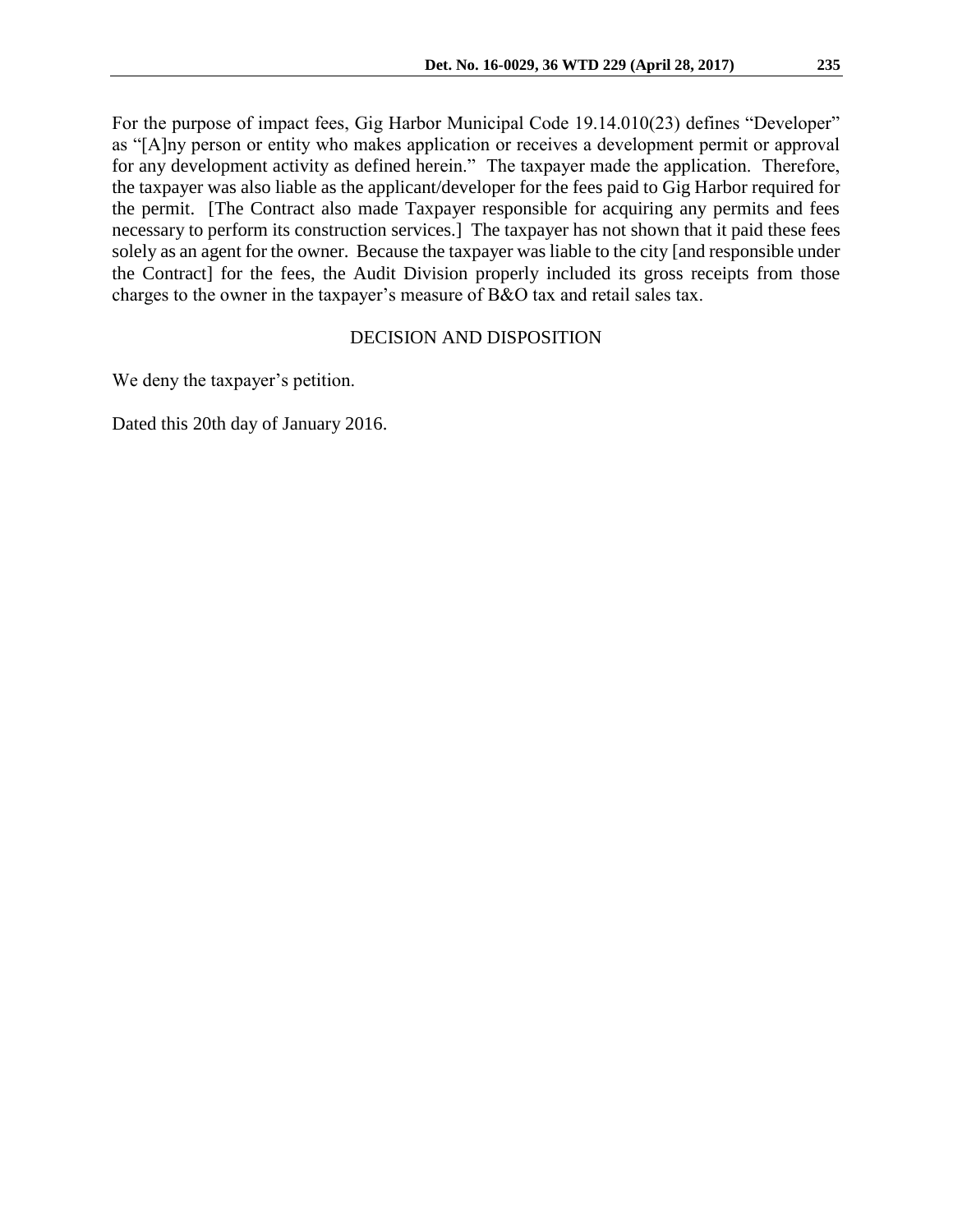For the purpose of impact fees, Gig Harbor Municipal Code 19.14.010(23) defines "Developer" as "[A]ny person or entity who makes application or receives a development permit or approval for any development activity as defined herein." The taxpayer made the application. Therefore, the taxpayer was also liable as the applicant/developer for the fees paid to Gig Harbor required for the permit. [The Contract also made Taxpayer responsible for acquiring any permits and fees necessary to perform its construction services.] The taxpayer has not shown that it paid these fees solely as an agent for the owner. Because the taxpayer was liable to the city [and responsible under the Contract] for the fees, the Audit Division properly included its gross receipts from those charges to the owner in the taxpayer's measure of B&O tax and retail sales tax.

## DECISION AND DISPOSITION

We deny the taxpayer's petition.

Dated this 20th day of January 2016.